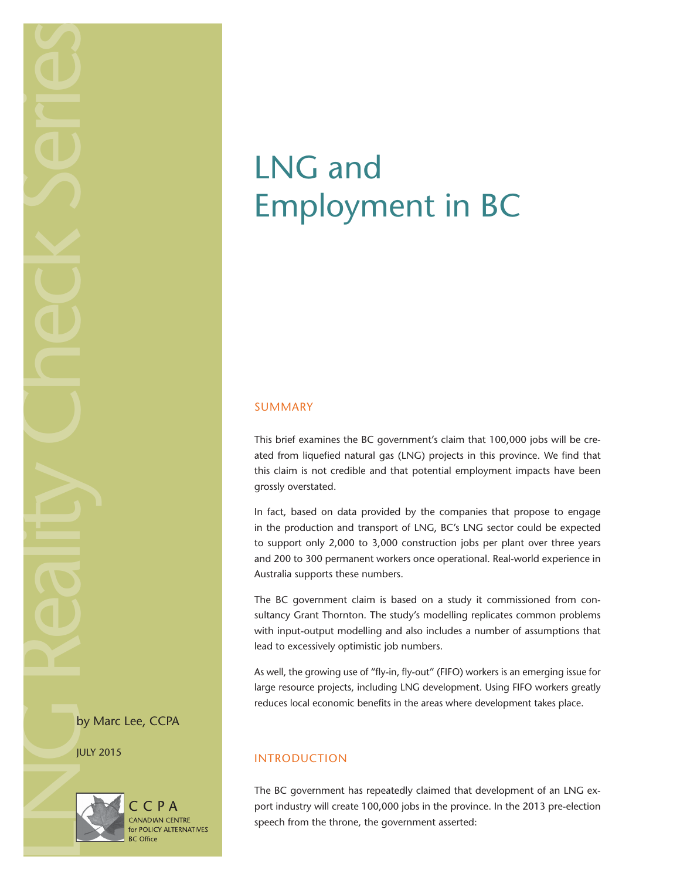LNG Reality Check Series

# LNG and Employment in BC

by Marc Lee, CCPA

JULY 2015

CCPA
CANADIAN CENTRE for POLICY ALTERNATIVES
BC Office

## SUMMARY

This brief examines the BC government's claim that 100,000 jobs will be created from liquefied natural gas (LNG) projects in this province. We find that this claim is not credible and that potential employment impacts have been grossly overstated.

In fact, based on data provided by the companies that propose to engage in the production and transport of LNG, BC's LNG sector could be expected to support only 2,000 to 3,000 construction jobs per plant over three years and 200 to 300 permanent workers once operational. Real-world experience in Australia supports these numbers.

The BC government claim is based on a study it commissioned from consultancy Grant Thornton. The study's modelling replicates common problems with input-output modelling and also includes a number of assumptions that lead to excessively optimistic job numbers.

As well, the growing use of "fly-in, fly-out" (FIFO) workers is an emerging issue for large resource projects, including LNG development. Using FIFO workers greatly reduces local economic benefits in the areas where development takes place.

## INTRODUCTION

The BC government has repeatedly claimed that development of an LNG export industry will create 100,000 jobs in the province. In the 2013 pre-election speech from the throne, the government asserted: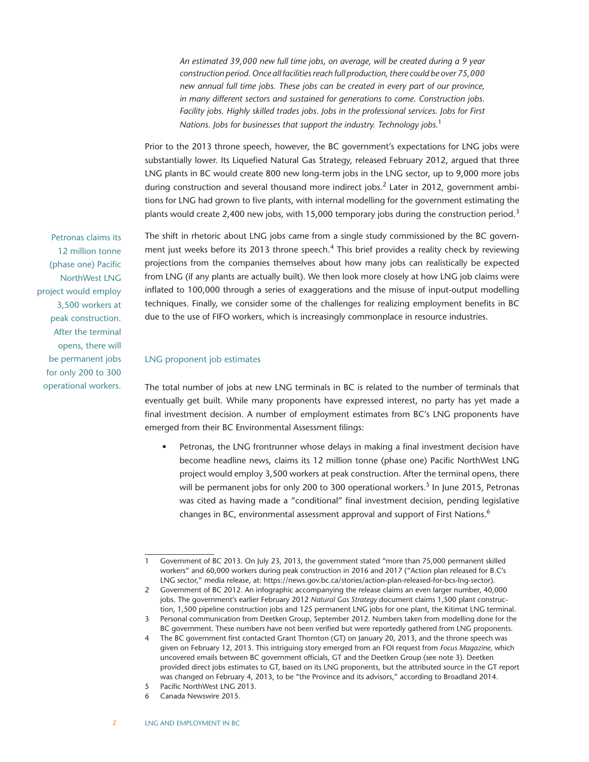*An estimated 39,000 new full time jobs, on average, will be created during a 9 year construction period. Once all facilities reach full production, there could be over 75,000 new annual full time jobs. These jobs can be created in every part of our province, in many different sectors and sustained for generations to come. Construction jobs. Facility jobs. Highly skilled trades jobs. Jobs in the professional services. Jobs for First Nations. Jobs for businesses that support the industry. Technology jobs.*[1]

Prior to the 2013 throne speech, however, the BC government's expectations for LNG jobs were substantially lower. Its Liquefied Natural Gas Strategy, released February 2012, argued that three LNG plants in BC would create 800 new long-term jobs in the LNG sector, up to 9,000 more jobs during construction and several thousand more indirect jobs.[2] Later in 2012, government ambitions for LNG had grown to five plants, with internal modelling for the government estimating the plants would create 2,400 new jobs, with 15,000 temporary jobs during the construction period.[3]

The shift in rhetoric about LNG jobs came from a single study commissioned by the BC government just weeks before its 2013 throne speech.[4] This brief provides a reality check by reviewing projections from the companies themselves about how many jobs can realistically be expected from LNG (if any plants are actually built). We then look more closely at how LNG job claims were inflated to 100,000 through a series of exaggerations and the misuse of input-output modelling techniques. Finally, we consider some of the challenges for realizing employment benefits in BC due to the use of FIFO workers, which is increasingly commonplace in resource industries.

> Petronas claims its 12 million tonne (phase one) Pacific NorthWest LNG project would employ 3,500 workers at peak construction. After the terminal opens, there will be permanent jobs for only 200 to 300 operational workers.

## LNG proponent job estimates

The total number of jobs at new LNG terminals in BC is related to the number of terminals that eventually get built. While many proponents have expressed interest, no party has yet made a final investment decision. A number of employment estimates from BC's LNG proponents have emerged from their BC Environmental Assessment filings:

- Petronas, the LNG frontrunner whose delays in making a final investment decision have become headline news, claims its 12 million tonne (phase one) Pacific NorthWest LNG project would employ 3,500 workers at peak construction. After the terminal opens, there will be permanent jobs for only 200 to 300 operational workers.[5] In June 2015, Petronas was cited as having made a "conditional" final investment decision, pending legislative changes in BC, environmental assessment approval and support of First Nations.[6]

---

1 Government of BC 2013. On July 23, 2013, the government stated "more than 75,000 permanent skilled workers" and 60,000 workers during peak construction in 2016 and 2017 ("Action plan released for B.C.'s LNG sector," media release, at: https://news.gov.bc.ca/stories/action-plan-released-for-bcs-lng-sector).

2 Government of BC 2012. An infographic accompanying the release claims an even larger number, 40,000 jobs. The government's earlier February 2012 *Natural Gas Strategy* document claims 1,500 plant construction, 1,500 pipeline construction jobs and 125 permanent LNG jobs for one plant, the Kitimat LNG terminal.

3 Personal communication from Deetken Group, September 2012. Numbers taken from modelling done for the BC government. These numbers have not been verified but were reportedly gathered from LNG proponents.

4 The BC government first contacted Grant Thornton (GT) on January 20, 2013, and the throne speech was given on February 12, 2013. This intriguing story emerged from an FOI request from *Focus Magazine*, which uncovered emails between BC government officials, GT and the Deetken Group (see note 3). Deetken provided direct jobs estimates to GT, based on its LNG proponents, but the attributed source in the GT report was changed on February 4, 2013, to be "the Province and its advisors," according to Broadland 2014.

5 Pacific NorthWest LNG 2013.

6 Canada Newswire 2015.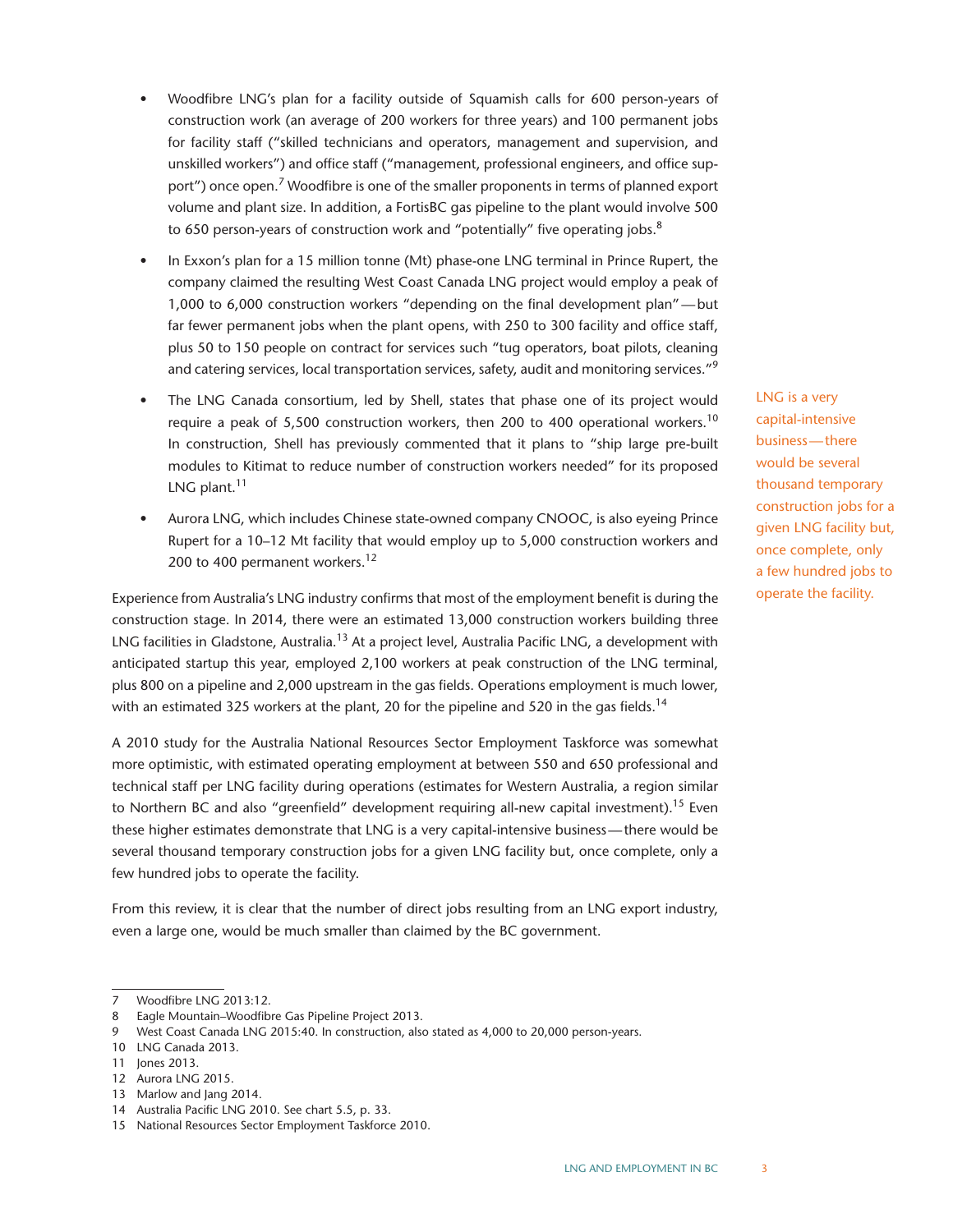- Woodfibre LNG's plan for a facility outside of Squamish calls for 600 person-years of construction work (an average of 200 workers for three years) and 100 permanent jobs for facility staff ("skilled technicians and operators, management and supervision, and unskilled workers") and office staff ("management, professional engineers, and office support") once open.[7] Woodfibre is one of the smaller proponents in terms of planned export volume and plant size. In addition, a FortisBC gas pipeline to the plant would involve 500 to 650 person-years of construction work and "potentially" five operating jobs.[8]

- In Exxon's plan for a 15 million tonne (Mt) phase-one LNG terminal in Prince Rupert, the company claimed the resulting West Coast Canada LNG project would employ a peak of 1,000 to 6,000 construction workers "depending on the final development plan"—but far fewer permanent jobs when the plant opens, with 250 to 300 facility and office staff, plus 50 to 150 people on contract for services such "tug operators, boat pilots, cleaning and catering services, local transportation services, safety, audit and monitoring services."[9]

- The LNG Canada consortium, led by Shell, states that phase one of its project would require a peak of 5,500 construction workers, then 200 to 400 operational workers.[10] In construction, Shell has previously commented that it plans to "ship large pre-built modules to Kitimat to reduce number of construction workers needed" for its proposed LNG plant.[11]

- Aurora LNG, which includes Chinese state-owned company CNOOC, is also eyeing Prince Rupert for a 10–12 Mt facility that would employ up to 5,000 construction workers and 200 to 400 permanent workers.[12]

Experience from Australia's LNG industry confirms that most of the employment benefit is during the construction stage. In 2014, there were an estimated 13,000 construction workers building three LNG facilities in Gladstone, Australia.[13] At a project level, Australia Pacific LNG, a development with anticipated startup this year, employed 2,100 workers at peak construction of the LNG terminal, plus 800 on a pipeline and 2,000 upstream in the gas fields. Operations employment is much lower, with an estimated 325 workers at the plant, 20 for the pipeline and 520 in the gas fields.[14]

A 2010 study for the Australia National Resources Sector Employment Taskforce was somewhat more optimistic, with estimated operating employment at between 550 and 650 professional and technical staff per LNG facility during operations (estimates for Western Australia, a region similar to Northern BC and also "greenfield" development requiring all-new capital investment).[15] Even these higher estimates demonstrate that LNG is a very capital-intensive business—there would be several thousand temporary construction jobs for a given LNG facility but, once complete, only a few hundred jobs to operate the facility.

> LNG is a very capital-intensive business—there would be several thousand temporary construction jobs for a given LNG facility but, once complete, only a few hundred jobs to operate the facility.

From this review, it is clear that the number of direct jobs resulting from an LNG export industry, even a large one, would be much smaller than claimed by the BC government.

---

7 Woodfibre LNG 2013:12.
8 Eagle Mountain–Woodfibre Gas Pipeline Project 2013.
9 West Coast Canada LNG 2015:40. In construction, also stated as 4,000 to 20,000 person-years.
10 LNG Canada 2013.
11 Jones 2013.
12 Aurora LNG 2015.
13 Marlow and Jang 2014.
14 Australia Pacific LNG 2010. See chart 5.5, p. 33.
15 National Resources Sector Employment Taskforce 2010.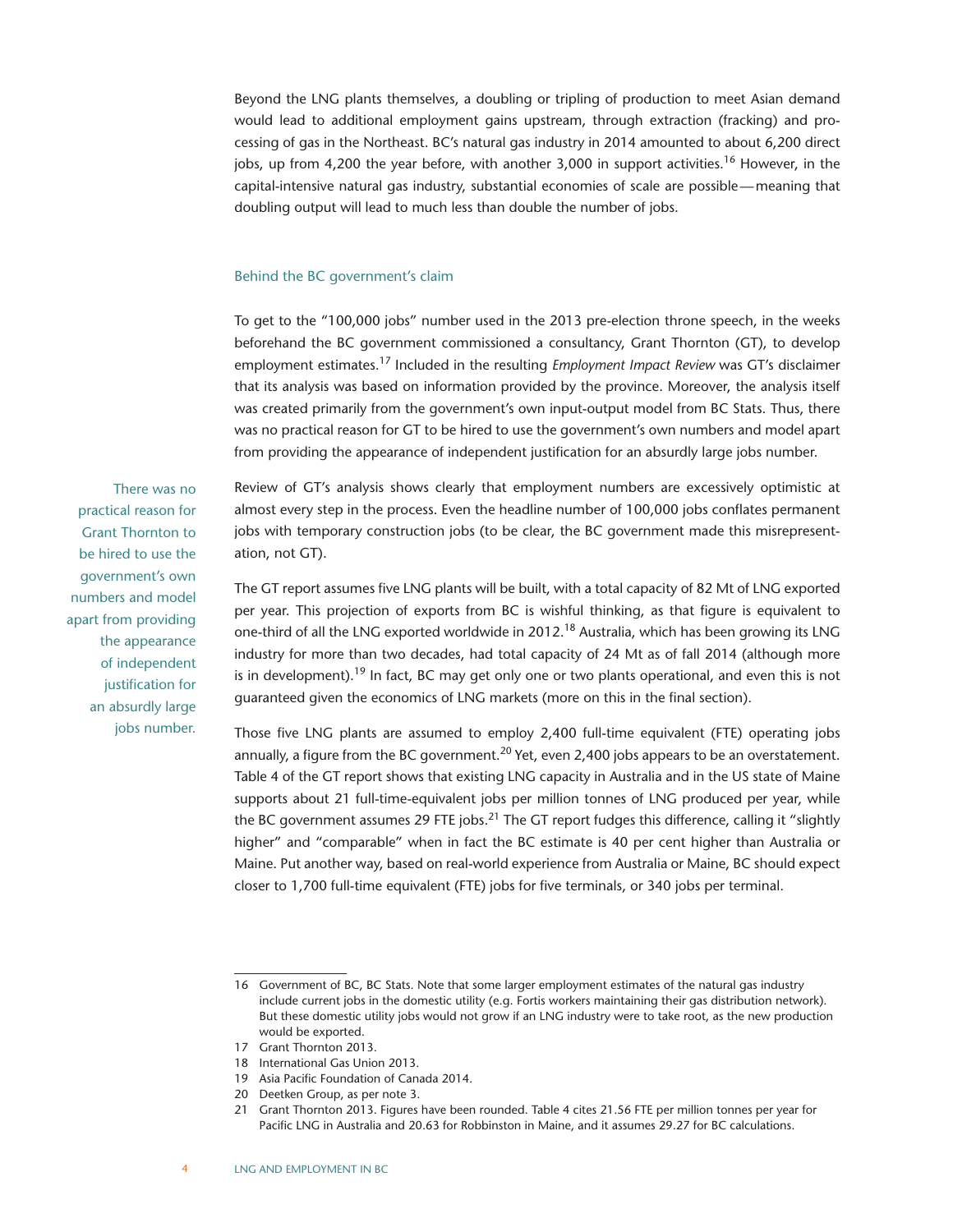Beyond the LNG plants themselves, a doubling or tripling of production to meet Asian demand would lead to additional employment gains upstream, through extraction (fracking) and processing of gas in the Northeast. BC's natural gas industry in 2014 amounted to about 6,200 direct jobs, up from 4,200 the year before, with another 3,000 in support activities.[16] However, in the capital-intensive natural gas industry, substantial economies of scale are possible—meaning that doubling output will lead to much less than double the number of jobs.

## Behind the BC government's claim

To get to the "100,000 jobs" number used in the 2013 pre-election throne speech, in the weeks beforehand the BC government commissioned a consultancy, Grant Thornton (GT), to develop employment estimates.[17] Included in the resulting *Employment Impact Review* was GT's disclaimer that its analysis was based on information provided by the province. Moreover, the analysis itself was created primarily from the government's own input-output model from BC Stats. Thus, there was no practical reason for GT to be hired to use the government's own numbers and model apart from providing the appearance of independent justification for an absurdly large jobs number.

> There was no practical reason for Grant Thornton to be hired to use the government's own numbers and model apart from providing the appearance of independent justification for an absurdly large jobs number.

Review of GT's analysis shows clearly that employment numbers are excessively optimistic at almost every step in the process. Even the headline number of 100,000 jobs conflates permanent jobs with temporary construction jobs (to be clear, the BC government made this misrepresentation, not GT).

The GT report assumes five LNG plants will be built, with a total capacity of 82 Mt of LNG exported per year. This projection of exports from BC is wishful thinking, as that figure is equivalent to one-third of all the LNG exported worldwide in 2012.[18] Australia, which has been growing its LNG industry for more than two decades, had total capacity of 24 Mt as of fall 2014 (although more is in development).[19] In fact, BC may get only one or two plants operational, and even this is not guaranteed given the economics of LNG markets (more on this in the final section).

Those five LNG plants are assumed to employ 2,400 full-time equivalent (FTE) operating jobs annually, a figure from the BC government.[20] Yet, even 2,400 jobs appears to be an overstatement. Table 4 of the GT report shows that existing LNG capacity in Australia and in the US state of Maine supports about 21 full-time-equivalent jobs per million tonnes of LNG produced per year, while the BC government assumes 29 FTE jobs.[21] The GT report fudges this difference, calling it "slightly higher" and "comparable" when in fact the BC estimate is 40 per cent higher than Australia or Maine. Put another way, based on real-world experience from Australia or Maine, BC should expect closer to 1,700 full-time equivalent (FTE) jobs for five terminals, or 340 jobs per terminal.

---

16 Government of BC, BC Stats. Note that some larger employment estimates of the natural gas industry include current jobs in the domestic utility (e.g. Fortis workers maintaining their gas distribution network). But these domestic utility jobs would not grow if an LNG industry were to take root, as the new production would be exported.

17 Grant Thornton 2013.

18 International Gas Union 2013.

19 Asia Pacific Foundation of Canada 2014.

20 Deetken Group, as per note 3.

21 Grant Thornton 2013. Figures have been rounded. Table 4 cites 21.56 FTE per million tonnes per year for Pacific LNG in Australia and 20.63 for Robbinston in Maine, and it assumes 29.27 for BC calculations.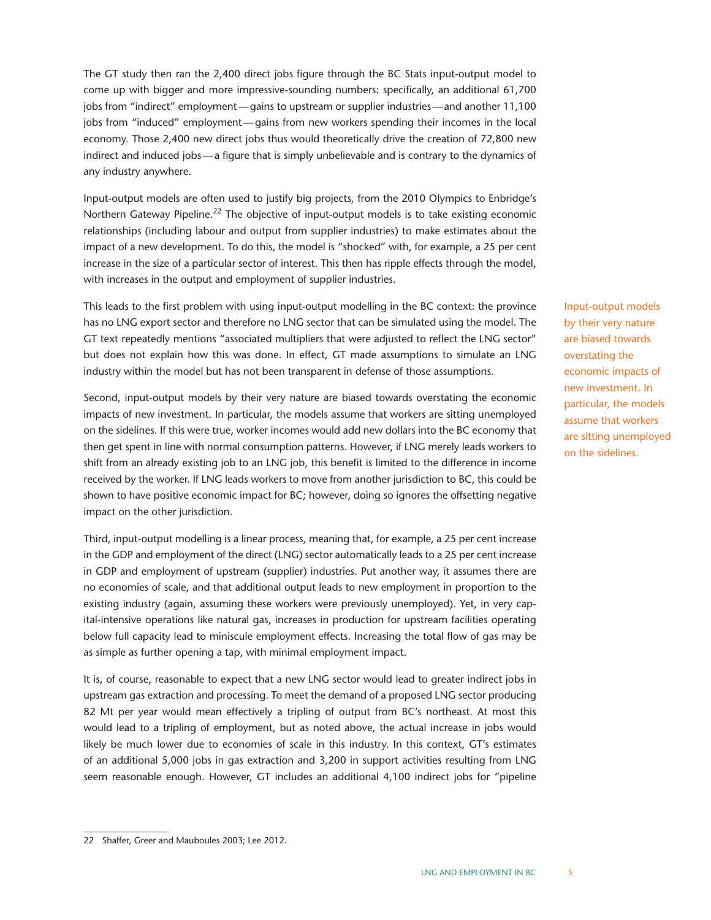The GT study then ran the 2,400 direct jobs figure through the BC Stats input-output model to come up with bigger and more impressive-sounding numbers: specifically, an additional 61,700 jobs from "indirect" employment—gains to upstream or supplier industries—and another 11,100 jobs from "induced" employment—gains from new workers spending their incomes in the local economy. Those 2,400 new direct jobs thus would theoretically drive the creation of 72,800 new indirect and induced jobs—a figure that is simply unbelievable and is contrary to the dynamics of any industry anywhere.

Input-output models are often used to justify big projects, from the 2010 Olympics to Enbridge's Northern Gateway Pipeline.[22] The objective of input-output models is to take existing economic relationships (including labour and output from supplier industries) to make estimates about the impact of a new development. To do this, the model is "shocked" with, for example, a 25 per cent increase in the size of a particular sector of interest. This then has ripple effects through the model, with increases in the output and employment of supplier industries.

This leads to the first problem with using input-output modelling in the BC context: the province has no LNG export sector and therefore no LNG sector that can be simulated using the model. The GT text repeatedly mentions "associated multipliers that were adjusted to reflect the LNG sector" but does not explain how this was done. In effect, GT made assumptions to simulate an LNG industry within the model but has not been transparent in defense of those assumptions.

> Input-output models by their very nature are biased towards overstating the economic impacts of new investment. In particular, the models assume that workers are sitting unemployed on the sidelines.

Second, input-output models by their very nature are biased towards overstating the economic impacts of new investment. In particular, the models assume that workers are sitting unemployed on the sidelines. If this were true, worker incomes would add new dollars into the BC economy that then get spent in line with normal consumption patterns. However, if LNG merely leads workers to shift from an already existing job to an LNG job, this benefit is limited to the difference in income received by the worker. If LNG leads workers to move from another jurisdiction to BC, this could be shown to have positive economic impact for BC; however, doing so ignores the offsetting negative impact on the other jurisdiction.

Third, input-output modelling is a linear process, meaning that, for example, a 25 per cent increase in the GDP and employment of the direct (LNG) sector automatically leads to a 25 per cent increase in GDP and employment of upstream (supplier) industries. Put another way, it assumes there are no economies of scale, and that additional output leads to new employment in proportion to the existing industry (again, assuming these workers were previously unemployed). Yet, in very capital-intensive operations like natural gas, increases in production for upstream facilities operating below full capacity lead to miniscule employment effects. Increasing the total flow of gas may be as simple as further opening a tap, with minimal employment impact.

It is, of course, reasonable to expect that a new LNG sector would lead to greater indirect jobs in upstream gas extraction and processing. To meet the demand of a proposed LNG sector producing 82 Mt per year would mean effectively a tripling of output from BC's northeast. At most this would lead to a tripling of employment, but as noted above, the actual increase in jobs would likely be much lower due to economies of scale in this industry. In this context, GT's estimates of an additional 5,000 jobs in gas extraction and 3,200 in support activities resulting from LNG seem reasonable enough. However, GT includes an additional 4,100 indirect jobs for "pipeline

---

22 Shaffer, Greer and Mauboules 2003; Lee 2012.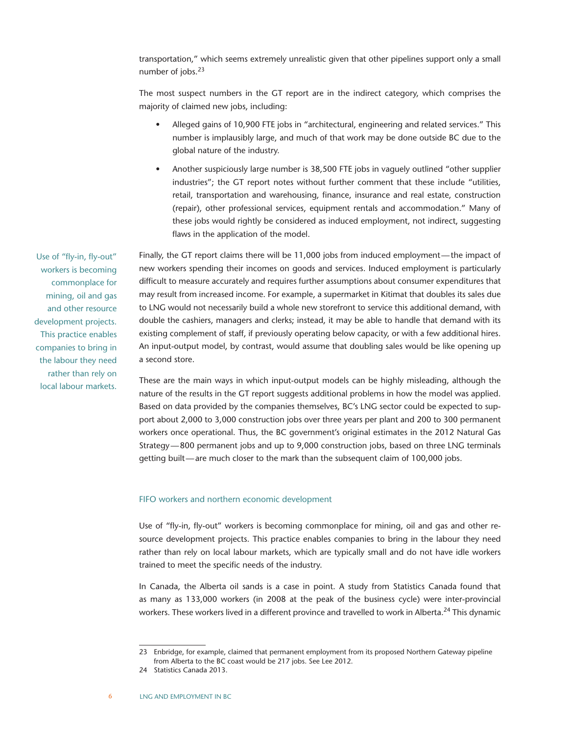transportation," which seems extremely unrealistic given that other pipelines support only a small number of jobs.[23]

The most suspect numbers in the GT report are in the indirect category, which comprises the majority of claimed new jobs, including:

- Alleged gains of 10,900 FTE jobs in "architectural, engineering and related services." This number is implausibly large, and much of that work may be done outside BC due to the global nature of the industry.
- Another suspiciously large number is 38,500 FTE jobs in vaguely outlined "other supplier industries"; the GT report notes without further comment that these include "utilities, retail, transportation and warehousing, finance, insurance and real estate, construction (repair), other professional services, equipment rentals and accommodation." Many of these jobs would rightly be considered as induced employment, not indirect, suggesting flaws in the application of the model.

Use of "fly-in, fly-out" workers is becoming commonplace for mining, oil and gas and other resource development projects. This practice enables companies to bring in the labour they need rather than rely on local labour markets.

Finally, the GT report claims there will be 11,000 jobs from induced employment — the impact of new workers spending their incomes on goods and services. Induced employment is particularly difficult to measure accurately and requires further assumptions about consumer expenditures that may result from increased income. For example, a supermarket in Kitimat that doubles its sales due to LNG would not necessarily build a whole new storefront to service this additional demand, with double the cashiers, managers and clerks; instead, it may be able to handle that demand with its existing complement of staff, if previously operating below capacity, or with a few additional hires. An input-output model, by contrast, would assume that doubling sales would be like opening up a second store.

These are the main ways in which input-output models can be highly misleading, although the nature of the results in the GT report suggests additional problems in how the model was applied. Based on data provided by the companies themselves, BC's LNG sector could be expected to support about 2,000 to 3,000 construction jobs over three years per plant and 200 to 300 permanent workers once operational. Thus, the BC government's original estimates in the 2012 Natural Gas Strategy — 800 permanent jobs and up to 9,000 construction jobs, based on three LNG terminals getting built — are much closer to the mark than the subsequent claim of 100,000 jobs.

### FIFO workers and northern economic development

Use of "fly-in, fly-out" workers is becoming commonplace for mining, oil and gas and other resource development projects. This practice enables companies to bring in the labour they need rather than rely on local labour markets, which are typically small and do not have idle workers trained to meet the specific needs of the industry.

In Canada, the Alberta oil sands is a case in point. A study from Statistics Canada found that as many as 133,000 workers (in 2008 at the peak of the business cycle) were inter-provincial workers. These workers lived in a different province and travelled to work in Alberta.[24] This dynamic

---

23 Enbridge, for example, claimed that permanent employment from its proposed Northern Gateway pipeline from Alberta to the BC coast would be 217 jobs. See Lee 2012.

24 Statistics Canada 2013.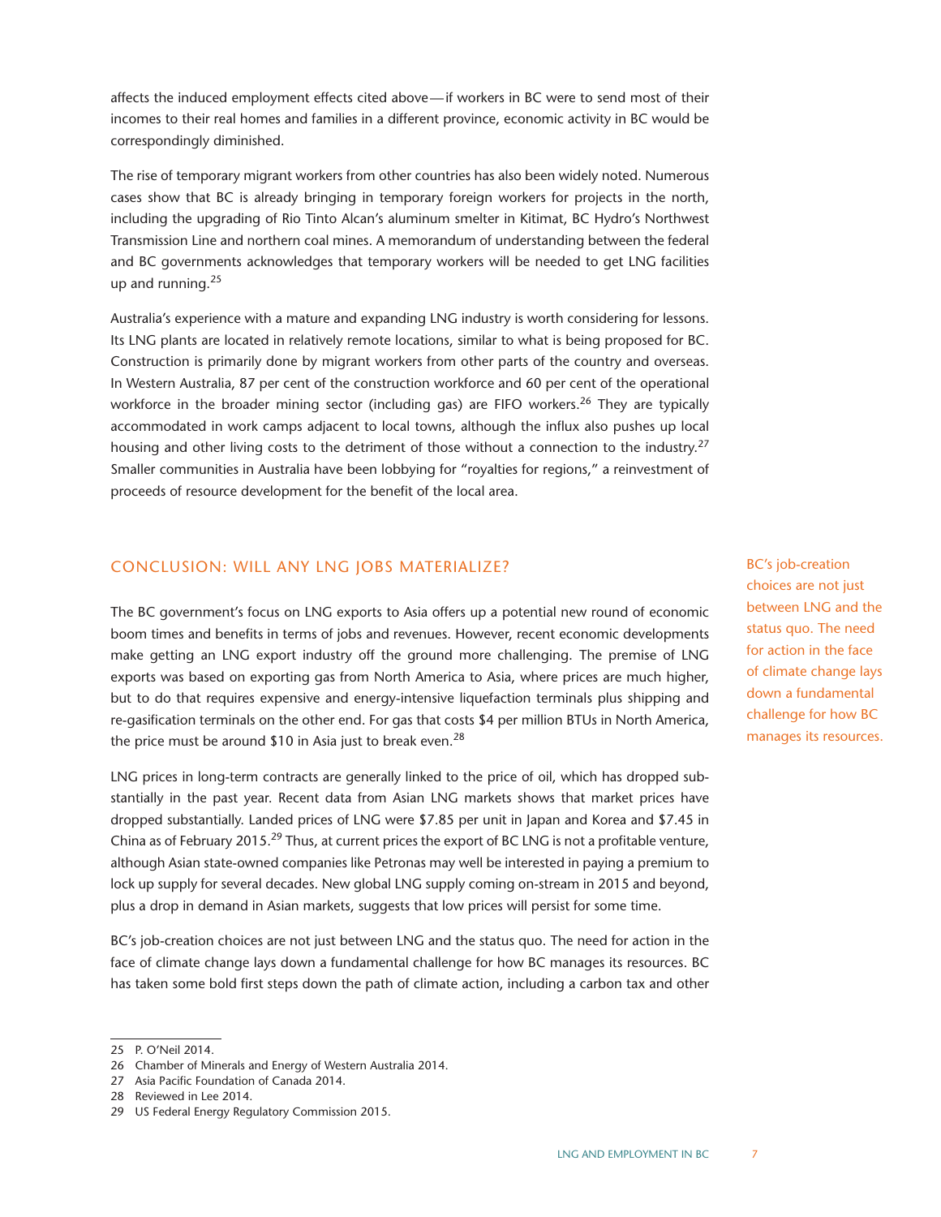affects the induced employment effects cited above—if workers in BC were to send most of their incomes to their real homes and families in a different province, economic activity in BC would be correspondingly diminished.

The rise of temporary migrant workers from other countries has also been widely noted. Numerous cases show that BC is already bringing in temporary foreign workers for projects in the north, including the upgrading of Rio Tinto Alcan's aluminum smelter in Kitimat, BC Hydro's Northwest Transmission Line and northern coal mines. A memorandum of understanding between the federal and BC governments acknowledges that temporary workers will be needed to get LNG facilities up and running.[25]

Australia's experience with a mature and expanding LNG industry is worth considering for lessons. Its LNG plants are located in relatively remote locations, similar to what is being proposed for BC. Construction is primarily done by migrant workers from other parts of the country and overseas. In Western Australia, 87 per cent of the construction workforce and 60 per cent of the operational workforce in the broader mining sector (including gas) are FIFO workers.[26] They are typically accommodated in work camps adjacent to local towns, although the influx also pushes up local housing and other living costs to the detriment of those without a connection to the industry.[27] Smaller communities in Australia have been lobbying for "royalties for regions," a reinvestment of proceeds of resource development for the benefit of the local area.

## CONCLUSION: WILL ANY LNG JOBS MATERIALIZE?

The BC government's focus on LNG exports to Asia offers up a potential new round of economic boom times and benefits in terms of jobs and revenues. However, recent economic developments make getting an LNG export industry off the ground more challenging. The premise of LNG exports was based on exporting gas from North America to Asia, where prices are much higher, but to do that requires expensive and energy-intensive liquefaction terminals plus shipping and re-gasification terminals on the other end. For gas that costs $4 per million BTUs in North America, the price must be around $10 in Asia just to break even.[28]

LNG prices in long-term contracts are generally linked to the price of oil, which has dropped substantially in the past year. Recent data from Asian LNG markets shows that market prices have dropped substantially. Landed prices of LNG were $7.85 per unit in Japan and Korea and $7.45 in China as of February 2015.[29] Thus, at current prices the export of BC LNG is not a profitable venture, although Asian state-owned companies like Petronas may well be interested in paying a premium to lock up supply for several decades. New global LNG supply coming on-stream in 2015 and beyond, plus a drop in demand in Asian markets, suggests that low prices will persist for some time.

> BC's job-creation choices are not just between LNG and the status quo. The need for action in the face of climate change lays down a fundamental challenge for how BC manages its resources.

BC's job-creation choices are not just between LNG and the status quo. The need for action in the face of climate change lays down a fundamental challenge for how BC manages its resources. BC has taken some bold first steps down the path of climate action, including a carbon tax and other

---

25 P. O'Neil 2014.

26 Chamber of Minerals and Energy of Western Australia 2014.

27 Asia Pacific Foundation of Canada 2014.

28 Reviewed in Lee 2014.

29 US Federal Energy Regulatory Commission 2015.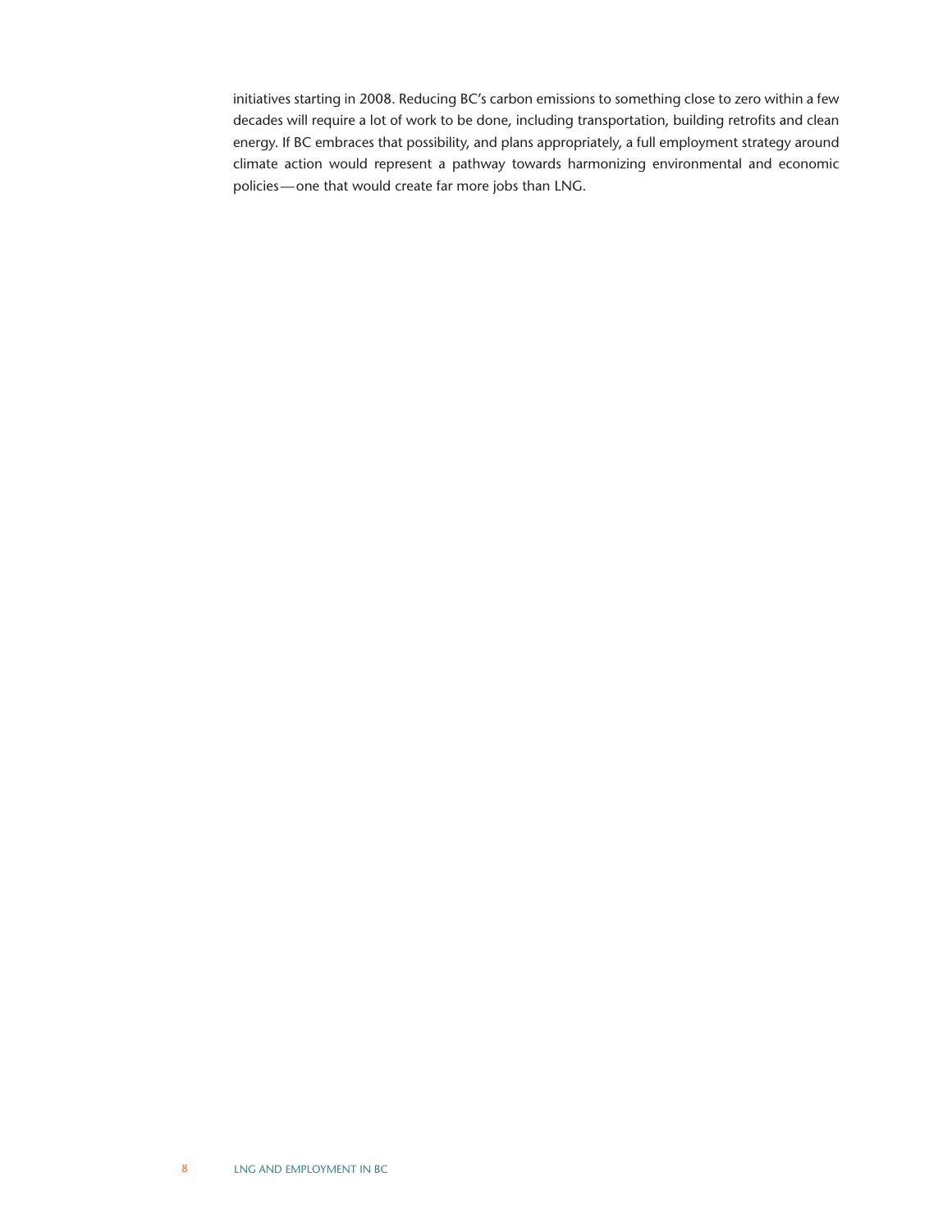initiatives starting in 2008. Reducing BC's carbon emissions to something close to zero within a few decades will require a lot of work to be done, including transportation, building retrofits and clean energy. If BC embraces that possibility, and plans appropriately, a full employment strategy around climate action would represent a pathway towards harmonizing environmental and economic policies — one that would create far more jobs than LNG.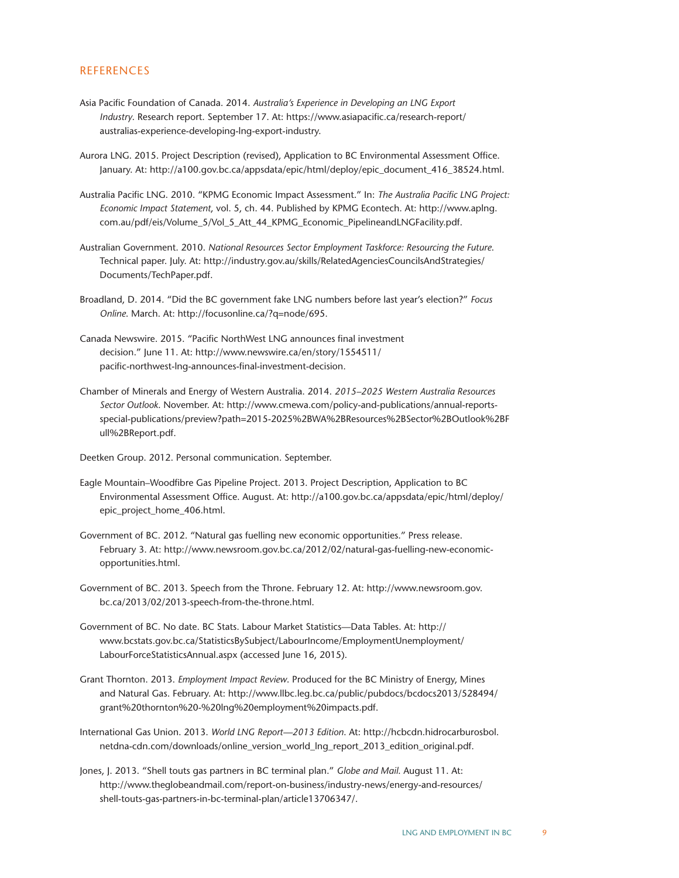## REFERENCES

Asia Pacific Foundation of Canada. 2014. *Australia's Experience in Developing an LNG Export Industry*. Research report. September 17. At: https://www.asiapacific.ca/research-report/australias-experience-developing-lng-export-industry.

Aurora LNG. 2015. Project Description (revised), Application to BC Environmental Assessment Office. January. At: http://a100.gov.bc.ca/appsdata/epic/html/deploy/epic_document_416_38524.html.

Australia Pacific LNG. 2010. "KPMG Economic Impact Assessment." In: *The Australia Pacific LNG Project: Economic Impact Statement*, vol. 5, ch. 44. Published by KPMG Econtech. At: http://www.aplng.com.au/pdf/eis/Volume_5/Vol_5_Att_44_KPMG_Economic_PipelineandLNGFacility.pdf.

Australian Government. 2010. *National Resources Sector Employment Taskforce: Resourcing the Future.* Technical paper. July. At: http://industry.gov.au/skills/RelatedAgenciesCouncilsAndStrategies/Documents/TechPaper.pdf.

Broadland, D. 2014. "Did the BC government fake LNG numbers before last year's election?" *Focus Online*. March. At: http://focusonline.ca/?q=node/695.

Canada Newswire. 2015. "Pacific NorthWest LNG announces final investment decision." June 11. At: http://www.newswire.ca/en/story/1554511/pacific-northwest-lng-announces-final-investment-decision.

Chamber of Minerals and Energy of Western Australia. 2014. *2015–2025 Western Australia Resources Sector Outlook*. November. At: http://www.cmewa.com/policy-and-publications/annual-reports-special-publications/preview?path=2015-2025%2BWA%2BResources%2BSector%2BOutlook%2BFull%2BReport.pdf.

Deetken Group. 2012. Personal communication. September.

Eagle Mountain–Woodfibre Gas Pipeline Project. 2013. Project Description, Application to BC Environmental Assessment Office. August. At: http://a100.gov.bc.ca/appsdata/epic/html/deploy/epic_project_home_406.html.

Government of BC. 2012. "Natural gas fuelling new economic opportunities." Press release. February 3. At: http://www.newsroom.gov.bc.ca/2012/02/natural-gas-fuelling-new-economic-opportunities.html.

Government of BC. 2013. Speech from the Throne. February 12. At: http://www.newsroom.gov.bc.ca/2013/02/2013-speech-from-the-throne.html.

Government of BC. No date. BC Stats. Labour Market Statistics—Data Tables. At: http://www.bcstats.gov.bc.ca/StatisticsBySubject/LabourIncome/EmploymentUnemployment/LabourForceStatisticsAnnual.aspx (accessed June 16, 2015).

Grant Thornton. 2013. *Employment Impact Review*. Produced for the BC Ministry of Energy, Mines and Natural Gas. February. At: http://www.llbc.leg.bc.ca/public/pubdocs/bcdocs2013/528494/grant%20thornton%20-%20lng%20employment%20impacts.pdf.

International Gas Union. 2013. *World LNG Report—2013 Edition.* At: http://hcbcdn.hidrocarburosbol.netdna-cdn.com/downloads/online_version_world_lng_report_2013_edition_original.pdf.

Jones, J. 2013. "Shell touts gas partners in BC terminal plan." *Globe and Mail*. August 11. At: http://www.theglobeandmail.com/report-on-business/industry-news/energy-and-resources/shell-touts-gas-partners-in-bc-terminal-plan/article13706347/.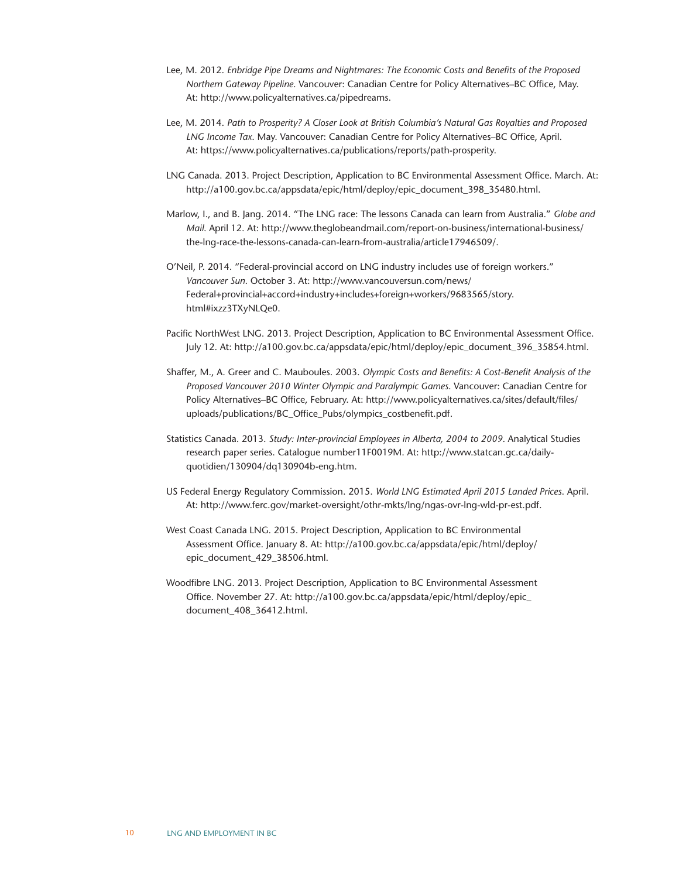Lee, M. 2012. *Enbridge Pipe Dreams and Nightmares: The Economic Costs and Benefits of the Proposed Northern Gateway Pipeline*. Vancouver: Canadian Centre for Policy Alternatives–BC Office, May. At: http://www.policyalternatives.ca/pipedreams.

Lee, M. 2014. *Path to Prosperity? A Closer Look at British Columbia's Natural Gas Royalties and Proposed LNG Income Tax*. May. Vancouver: Canadian Centre for Policy Alternatives–BC Office, April. At: https://www.policyalternatives.ca/publications/reports/path-prosperity.

LNG Canada. 2013. Project Description, Application to BC Environmental Assessment Office. March. At: http://a100.gov.bc.ca/appsdata/epic/html/deploy/epic_document_398_35480.html.

Marlow, I., and B. Jang. 2014. "The LNG race: The lessons Canada can learn from Australia." *Globe and Mail.* April 12. At: http://www.theglobeandmail.com/report-on-business/international-business/the-lng-race-the-lessons-canada-can-learn-from-australia/article17946509/.

O'Neil, P. 2014. "Federal-provincial accord on LNG industry includes use of foreign workers." *Vancouver Sun*. October 3. At: http://www.vancouversun.com/news/Federal+provincial+accord+industry+includes+foreign+workers/9683565/story.html#ixzz3TXyNLQe0.

Pacific NorthWest LNG. 2013. Project Description, Application to BC Environmental Assessment Office. July 12. At: http://a100.gov.bc.ca/appsdata/epic/html/deploy/epic_document_396_35854.html.

Shaffer, M., A. Greer and C. Mauboules. 2003. *Olympic Costs and Benefits: A Cost-Benefit Analysis of the Proposed Vancouver 2010 Winter Olympic and Paralympic Games*. Vancouver: Canadian Centre for Policy Alternatives–BC Office, February. At: http://www.policyalternatives.ca/sites/default/files/uploads/publications/BC_Office_Pubs/olympics_costbenefit.pdf.

Statistics Canada. 2013. *Study: Inter-provincial Employees in Alberta, 2004 to 2009*. Analytical Studies research paper series. Catalogue number11F0019M. At: http://www.statcan.gc.ca/daily-quotidien/130904/dq130904b-eng.htm.

US Federal Energy Regulatory Commission. 2015. *World LNG Estimated April 2015 Landed Prices*. April. At: http://www.ferc.gov/market-oversight/othr-mkts/lng/ngas-ovr-lng-wld-pr-est.pdf.

West Coast Canada LNG. 2015. Project Description, Application to BC Environmental Assessment Office. January 8. At: http://a100.gov.bc.ca/appsdata/epic/html/deploy/epic_document_429_38506.html.

Woodfibre LNG. 2013. Project Description, Application to BC Environmental Assessment Office. November 27. At: http://a100.gov.bc.ca/appsdata/epic/html/deploy/epic_document_408_36412.html.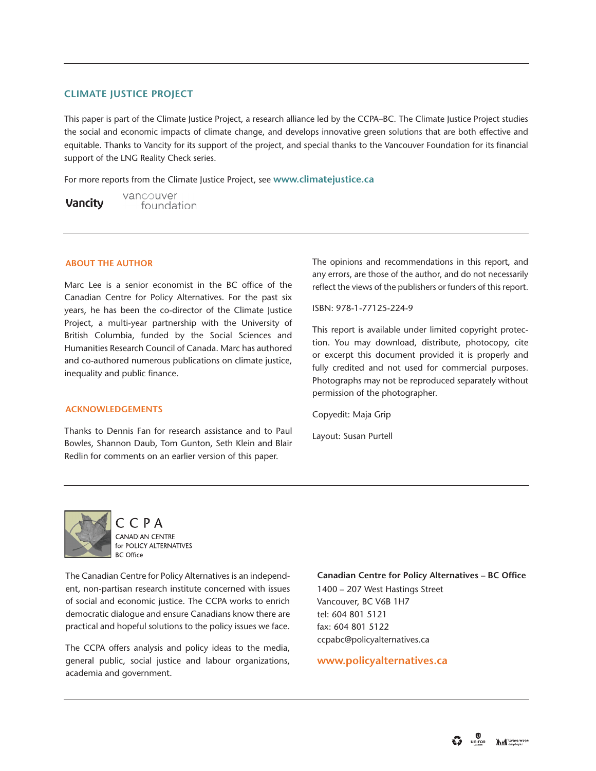## CLIMATE JUSTICE PROJECT

This paper is part of the Climate Justice Project, a research alliance led by the CCPA–BC. The Climate Justice Project studies the social and economic impacts of climate change, and develops innovative green solutions that are both effective and equitable. Thanks to Vancity for its support of the project, and special thanks to the Vancouver Foundation for its financial support of the LNG Reality Check series.

For more reports from the Climate Justice Project, see **www.climatejustice.ca**

Vancity    vancouver foundation

### ABOUT THE AUTHOR

Marc Lee is a senior economist in the BC office of the Canadian Centre for Policy Alternatives. For the past six years, he has been the co-director of the Climate Justice Project, a multi-year partnership with the University of British Columbia, funded by the Social Sciences and Humanities Research Council of Canada. Marc has authored and co-authored numerous publications on climate justice, inequality and public finance.

### ACKNOWLEDGEMENTS

Thanks to Dennis Fan for research assistance and to Paul Bowles, Shannon Daub, Tom Gunton, Seth Klein and Blair Redlin for comments on an earlier version of this paper.

The opinions and recommendations in this report, and any errors, are those of the author, and do not necessarily reflect the views of the publishers or funders of this report.

ISBN: 978-1-77125-224-9

This report is available under limited copyright protection. You may download, distribute, photocopy, cite or excerpt this document provided it is properly and fully credited and not used for commercial purposes. Photographs may not be reproduced separately without permission of the photographer.

Copyedit: Maja Grip

Layout: Susan Purtell

CCPA
CANADIAN CENTRE for POLICY ALTERNATIVES
BC Office

The Canadian Centre for Policy Alternatives is an independent, non-partisan research institute concerned with issues of social and economic justice. The CCPA works to enrich democratic dialogue and ensure Canadians know there are practical and hopeful solutions to the policy issues we face.

The CCPA offers analysis and policy ideas to the media, general public, social justice and labour organizations, academia and government.

**Canadian Centre for Policy Alternatives – BC Office**
1400 – 207 West Hastings Street
Vancouver, BC V6B 1H7
tel: 604 801 5121
fax: 604 801 5122
ccpabc@policyalternatives.ca

**www.policyalternatives.ca**